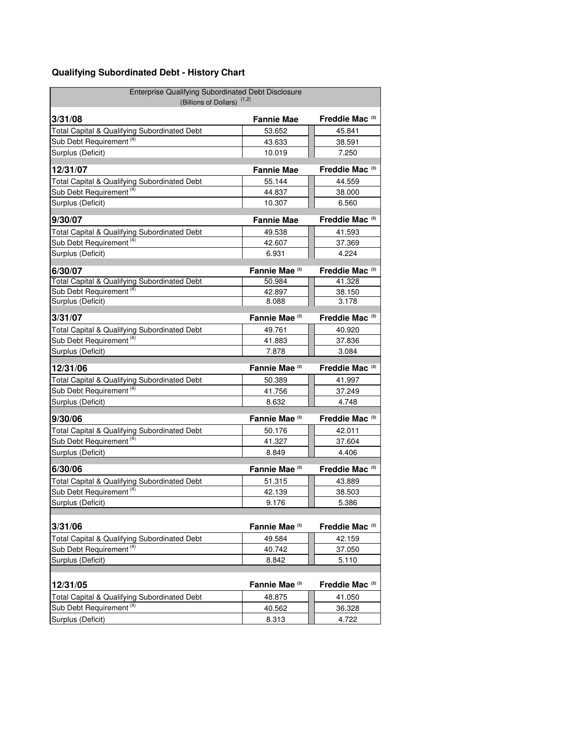## Qualifying Subordinated Debt - History Chart

| Enterprise Qualifying Subordinated Debt Disclosure (Billions of Dollars) [1,2] | | |
|---|---|---|
| **3/31/08** | **Fannie Mae** | **Freddie Mac** [3] |
| Total Capital & Qualifying Subordinated Debt | 53.652 | 45.841 |
| Sub Debt Requirement [4] | 43.633 | 38.591 |
| Surplus (Deficit) | 10.019 | 7.250 |
| **12/31/07** | **Fannie Mae** | **Freddie Mac** [3] |
| Total Capital & Qualifying Subordinated Debt | 55.144 | 44.559 |
| Sub Debt Requirement [4] | 44.837 | 38.000 |
| Surplus (Deficit) | 10.307 | 6.560 |
| **9/30/07** | **Fannie Mae** | **Freddie Mac** [3] |
| Total Capital & Qualifying Subordinated Debt | 49.538 | 41.593 |
| Sub Debt Requirement [4] | 42.607 | 37.369 |
| Surplus (Deficit) | 6.931 | 4.224 |
| **6/30/07** | **Fannie Mae** [3] | **Freddie Mac** [3] |
| Total Capital & Qualifying Subordinated Debt | 50.984 | 41.328 |
| Sub Debt Requirement [4] | 42.897 | 38.150 |
| Surplus (Deficit) | 8.088 | 3.178 |
| **3/31/07** | **Fannie Mae** [3] | **Freddie Mac** [3] |
| Total Capital & Qualifying Subordinated Debt | 49.761 | 40.920 |
| Sub Debt Requirement [4] | 41.883 | 37.836 |
| Surplus (Deficit) | 7.878 | 3.084 |
| **12/31/06** | **Fannie Mae** [3] | **Freddie Mac** [3] |
| Total Capital & Qualifying Subordinated Debt | 50.389 | 41.997 |
| Sub Debt Requirement [4] | 41.756 | 37.249 |
| Surplus (Deficit) | 8.632 | 4.748 |
| **9/30/06** | **Fannie Mae** [3] | **Freddie Mac** [3] |
| Total Capital & Qualifying Subordinated Debt | 50.176 | 42.011 |
| Sub Debt Requirement [4] | 41.327 | 37.604 |
| Surplus (Deficit) | 8.849 | 4.406 |
| **6/30/06** | **Fannie Mae** [3] | **Freddie Mac** [3] |
| Total Capital & Qualifying Subordinated Debt | 51.315 | 43.889 |
| Sub Debt Requirement [4] | 42.139 | 38.503 |
| Surplus (Deficit) | 9.176 | 5.386 |
| **3/31/06** | **Fannie Mae** [3] | **Freddie Mac** [3] |
| Total Capital & Qualifying Subordinated Debt | 49.584 | 42.159 |
| Sub Debt Requirement [4] | 40.742 | 37.050 |
| Surplus (Deficit) | 8.842 | 5.110 |
| **12/31/05** | **Fannie Mae** [3] | **Freddie Mac** [3] |
| Total Capital & Qualifying Subordinated Debt | 48.875 | 41.050 |
| Sub Debt Requirement [4] | 40.562 | 36.328 |
| Surplus (Deficit) | 8.313 | 4.722 |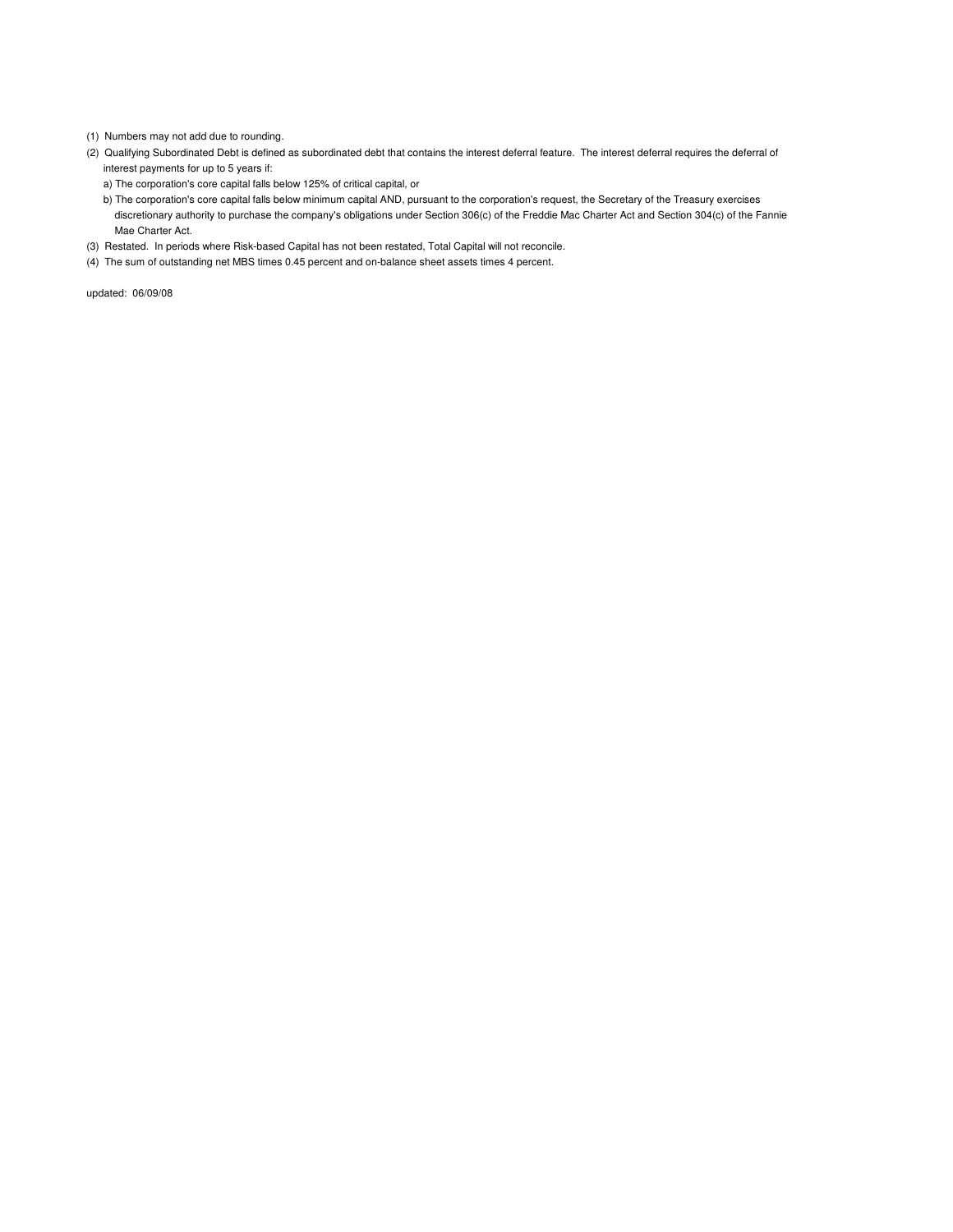(1) Numbers may not add due to rounding.

(2) Qualifying Subordinated Debt is defined as subordinated debt that contains the interest deferral feature. The interest deferral requires the deferral of interest payments for up to 5 years if:

a) The corporation's core capital falls below 125% of critical capital, or

b) The corporation's core capital falls below minimum capital AND, pursuant to the corporation's request, the Secretary of the Treasury exercises discretionary authority to purchase the company's obligations under Section 306(c) of the Freddie Mac Charter Act and Section 304(c) of the Fannie Mae Charter Act.

(3) Restated. In periods where Risk-based Capital has not been restated, Total Capital will not reconcile.

(4) The sum of outstanding net MBS times 0.45 percent and on-balance sheet assets times 4 percent.

updated: 06/09/08